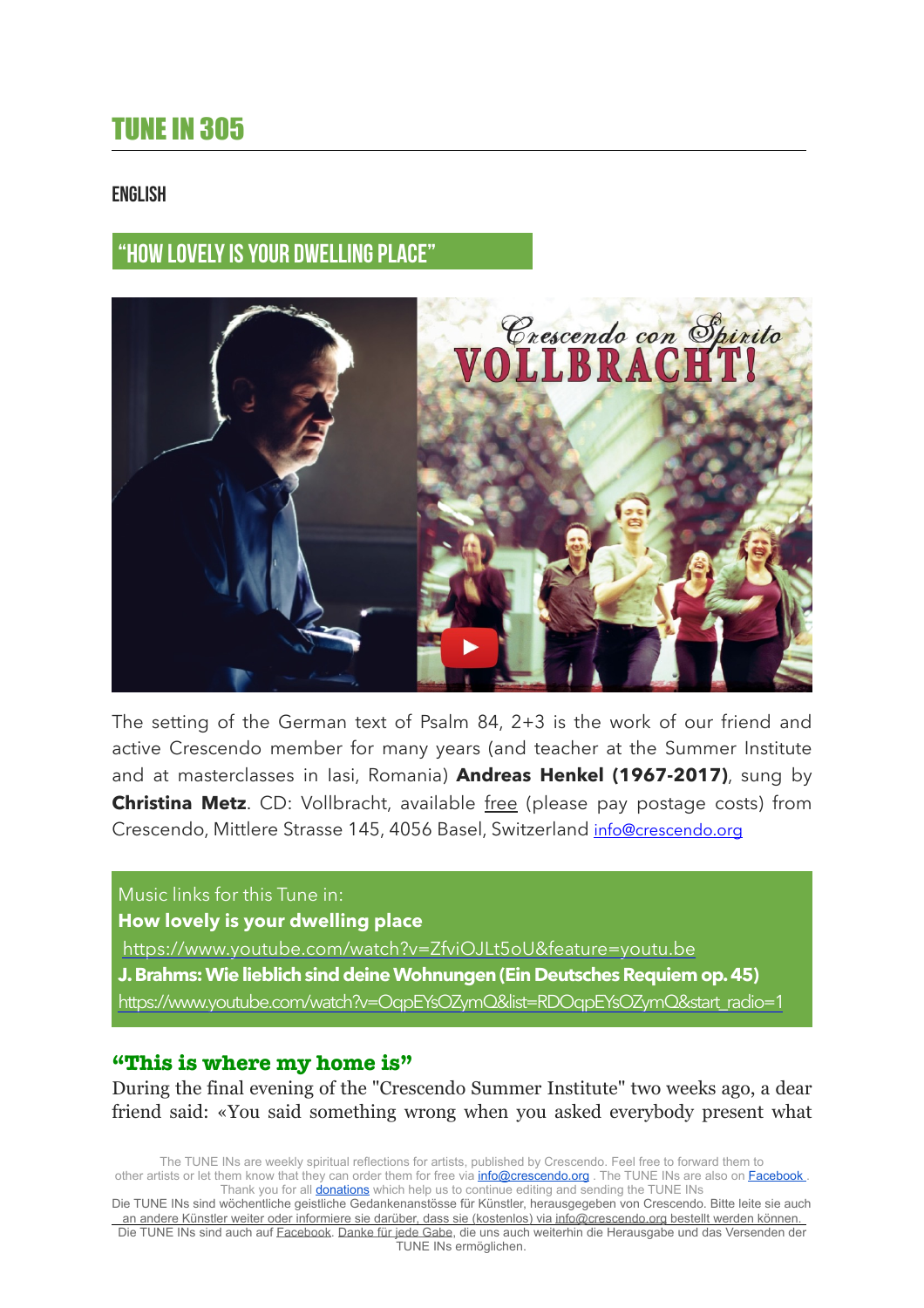# TUNE IN 305

## ENGLISH

## "HOW LOVELY IS YOUR DWELLING PLACE"

The setting of the German text of Psalm 84, 2+3 is the work of our friend and active Crescendo member for many years (and teacher at the Summer Institute and at masterclasses in Iasi, Romania) **Andreas Henkel (1967-2017)**, sung by **Christina Metz**. CD: Vollbracht, available free (please pay postage costs) from Crescendo, Mittlere Strasse 145, 4056 Basel, Switzerland info@crescendo.org

Music links for this Tune in:
**How lovely is your dwelling place**
https://www.youtube.com/watch?v=ZfviOJLt5oU&feature=youtu.be
**J. Brahms: Wie lieblich sind deine Wohnungen (Ein Deutsches Requiem op. 45)**
https://www.youtube.com/watch?v=OqpEYsOZymQ&list=RDOqpEYsOZymQ&start_radio=1

### "This is where my home is"

During the final evening of the "Crescendo Summer Institute" two weeks ago, a dear friend said: «You said something wrong when you asked everybody present what

The TUNE INs are weekly spiritual reflections for artists, published by Crescendo. Feel free to forward them to other artists or let them know that they can order them for free via info@crescendo.org . The TUNE INs are also on Facebook . Thank you for all donations which help us to continue editing and sending the TUNE INs
Die TUNE INs sind wöchentliche geistliche Gedankenanstösse für Künstler, herausgegeben von Crescendo. Bitte leite sie auch an andere Künstler weiter oder informiere sie darüber, dass sie (kostenlos) via info@crescendo.org bestellt werden können. Die TUNE INs sind auch auf Facebook. Danke für jede Gabe, die uns auch weiterhin die Herausgabe und das Versenden der TUNE INs ermöglichen.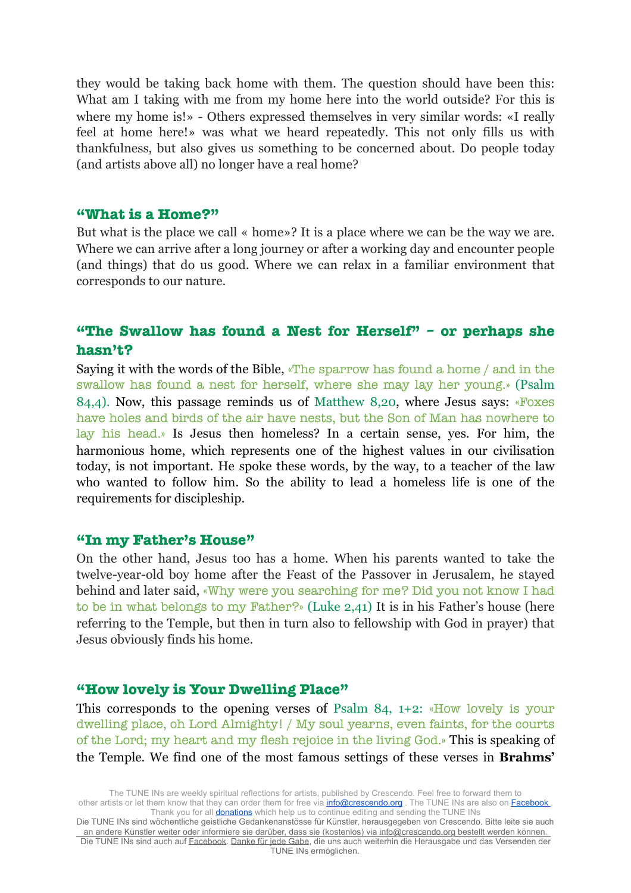they would be taking back home with them. The question should have been this: What am I taking with me from my home here into the world outside? For this is where my home is!» - Others expressed themselves in very similar words: «I really feel at home here!» was what we heard repeatedly. This not only fills us with thankfulness, but also gives us something to be concerned about. Do people today (and artists above all) no longer have a real home?

## "What is a Home?"

But what is the place we call « home»? It is a place where we can be the way we are. Where we can arrive after a long journey or after a working day and encounter people (and things) that do us good. Where we can relax in a familiar environment that corresponds to our nature.

## "The Swallow has found a Nest for Herself" - or perhaps she hasn't?

Saying it with the words of the Bible, «The sparrow has found a home / and in the swallow has found a nest for herself, where she may lay her young.» (Psalm 84,4). Now, this passage reminds us of Matthew 8,20, where Jesus says: «Foxes have holes and birds of the air have nests, but the Son of Man has nowhere to lay his head.» Is Jesus then homeless? In a certain sense, yes. For him, the harmonious home, which represents one of the highest values in our civilisation today, is not important. He spoke these words, by the way, to a teacher of the law who wanted to follow him. So the ability to lead a homeless life is one of the requirements for discipleship.

## "In my Father's House"

On the other hand, Jesus too has a home. When his parents wanted to take the twelve-year-old boy home after the Feast of the Passover in Jerusalem, he stayed behind and later said, «Why were you searching for me? Did you not know I had to be in what belongs to my Father?» (Luke 2,41) It is in his Father's house (here referring to the Temple, but then in turn also to fellowship with God in prayer) that Jesus obviously finds his home.

## "How lovely is Your Dwelling Place"

This corresponds to the opening verses of Psalm 84, 1+2: «How lovely is your dwelling place, oh Lord Almighty! / My soul yearns, even faints, for the courts of the Lord; my heart and my flesh rejoice in the living God.» This is speaking of the Temple. We find one of the most famous settings of these verses in **Brahms'**

The TUNE INs are weekly spiritual reflections for artists, published by Crescendo. Feel free to forward them to other artists or let them know that they can order them for free via info@crescendo.org . The TUNE INs are also on Facebook . Thank you for all donations which help us to continue editing and sending the TUNE INs

Die TUNE INs sind wöchentliche geistliche Gedankenanstösse für Künstler, herausgegeben von Crescendo. Bitte leite sie auch an andere Künstler weiter oder informiere sie darüber, dass sie (kostenlos) via info@crescendo.org bestellt werden können. Die TUNE INs sind auch auf Facebook. Danke für jede Gabe, die uns auch weiterhin die Herausgabe und das Versenden der TUNE INs ermöglichen.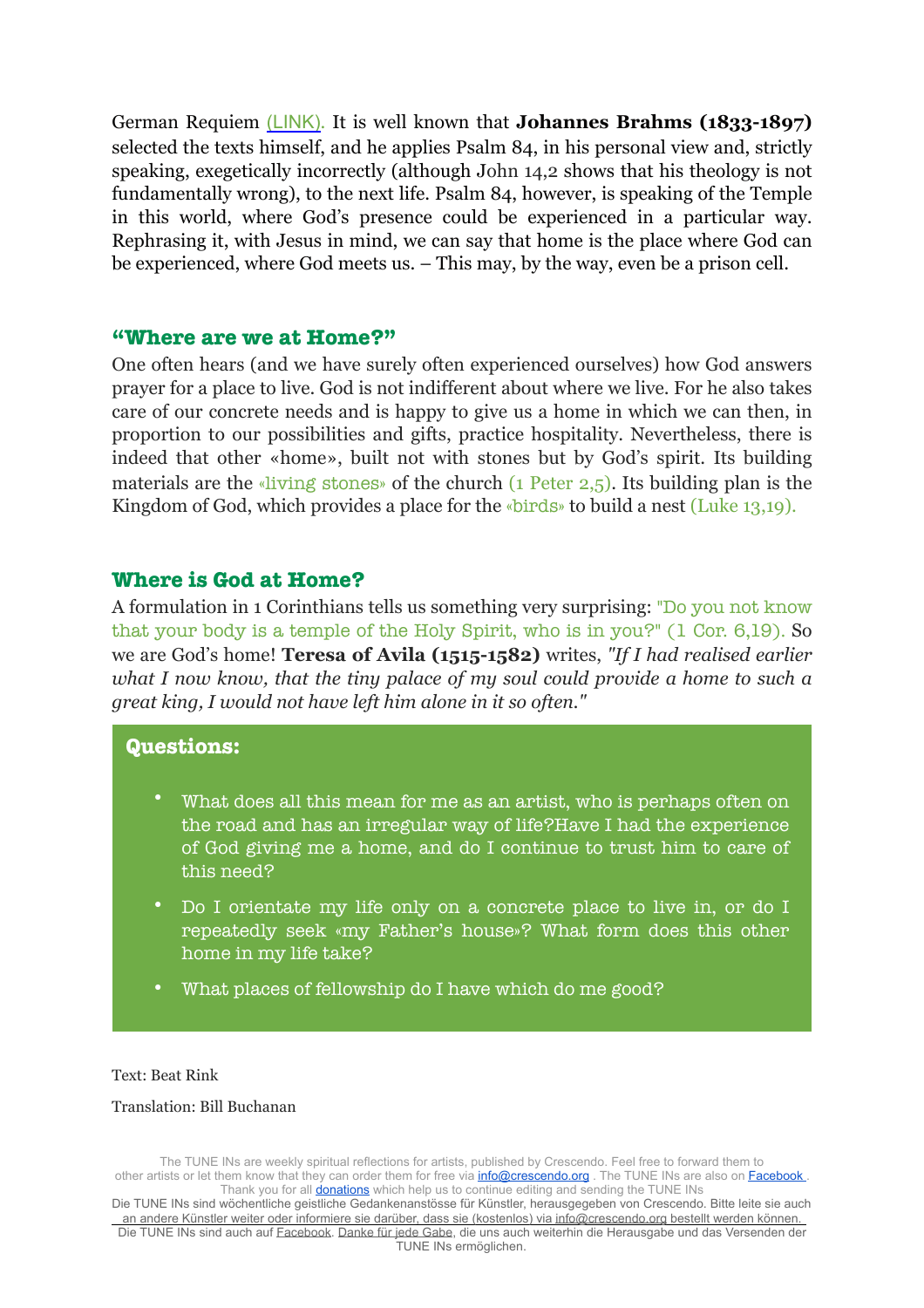German Requiem (LINK). It is well known that **Johannes Brahms (1833-1897)** selected the texts himself, and he applies Psalm 84, in his personal view and, strictly speaking, exegetically incorrectly (although John 14,2 shows that his theology is not fundamentally wrong), to the next life. Psalm 84, however, is speaking of the Temple in this world, where God's presence could be experienced in a particular way. Rephrasing it, with Jesus in mind, we can say that home is the place where God can be experienced, where God meets us. – This may, by the way, even be a prison cell.

## "Where are we at Home?"

One often hears (and we have surely often experienced ourselves) how God answers prayer for a place to live. God is not indifferent about where we live. For he also takes care of our concrete needs and is happy to give us a home in which we can then, in proportion to our possibilities and gifts, practice hospitality. Nevertheless, there is indeed that other «home», built not with stones but by God's spirit. Its building materials are the «living stones» of the church (1 Peter 2,5). Its building plan is the Kingdom of God, which provides a place for the «birds» to build a nest (Luke 13,19).

## Where is God at Home?

A formulation in 1 Corinthians tells us something very surprising: "Do you not know that your body is a temple of the Holy Spirit, who is in you?" (1 Cor. 6,19). So we are God's home! **Teresa of Avila (1515-1582)** writes, *"If I had realised earlier what I now know, that the tiny palace of my soul could provide a home to such a great king, I would not have left him alone in it so often."*

## Questions:

- What does all this mean for me as an artist, who is perhaps often on the road and has an irregular way of life?Have I had the experience of God giving me a home, and do I continue to trust him to care of this need?
- Do I orientate my life only on a concrete place to live in, or do I repeatedly seek «my Father's house»? What form does this other home in my life take?
- What places of fellowship do I have which do me good?

Text: Beat Rink

Translation: Bill Buchanan

The TUNE INs are weekly spiritual reflections for artists, published by Crescendo. Feel free to forward them to other artists or let them know that they can order them for free via info@crescendo.org . The TUNE INs are also on Facebook . Thank you for all donations which help us to continue editing and sending the TUNE INs

Die TUNE INs sind wöchentliche geistliche Gedankenanstösse für Künstler, herausgegeben von Crescendo. Bitte leite sie auch an andere Künstler weiter oder informiere sie darüber, dass sie (kostenlos) via info@crescendo.org bestellt werden können. Die TUNE INs sind auch auf Facebook. Danke für jede Gabe, die uns auch weiterhin die Herausgabe und das Versenden der TUNE INs ermöglichen.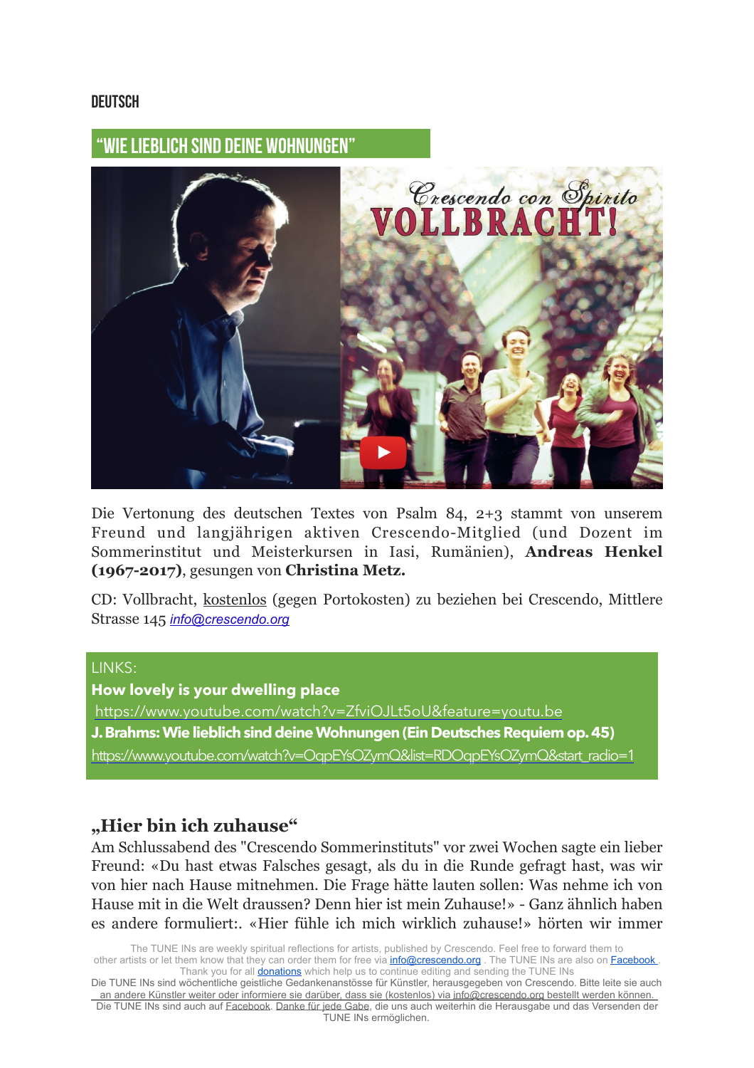DEUTSCH

## "WIE LIEBLICH SIND DEINE WOHNUNGEN"

Die Vertonung des deutschen Textes von Psalm 84, 2+3 stammt von unserem Freund und langjährigen aktiven Crescendo-Mitglied (und Dozent im Sommerinstitut und Meisterkursen in Iasi, Rumänien), **Andreas Henkel (1967-2017)**, gesungen von **Christina Metz.**

CD: Vollbracht, kostenlos (gegen Portokosten) zu beziehen bei Crescendo, Mittlere Strasse 145 *info@crescendo.org*

LINKS:

**How lovely is your dwelling place**
https://www.youtube.com/watch?v=ZfviOJLt5oU&feature=youtu.be

**J. Brahms: Wie lieblich sind deine Wohnungen (Ein Deutsches Requiem op. 45)**
https://www.youtube.com/watch?v=OqpEYsOZymQ&list=RDOqpEYsOZymQ&start_radio=1

## „Hier bin ich zuhause"

Am Schlussabend des "Crescendo Sommerinstituts" vor zwei Wochen sagte ein lieber Freund: «Du hast etwas Falsches gesagt, als du in die Runde gefragt hast, was wir von hier nach Hause mitnehmen. Die Frage hätte lauten sollen: Was nehme ich von Hause mit in die Welt draussen? Denn hier ist mein Zuhause!» - Ganz ähnlich haben es andere formuliert:. «Hier fühle ich mich wirklich zuhause!» hörten wir immer

The TUNE INs are weekly spiritual reflections for artists, published by Crescendo. Feel free to forward them to other artists or let them know that they can order them for free via info@crescendo.org . The TUNE INs are also on Facebook . Thank you for all donations which help us to continue editing and sending the TUNE INs
Die TUNE INs sind wöchentliche geistliche Gedankenanstösse für Künstler, herausgegeben von Crescendo. Bitte leite sie auch an andere Künstler weiter oder informiere sie darüber, dass sie (kostenlos) via info@crescendo.org bestellt werden können. Die TUNE INs sind auch auf Facebook. Danke für jede Gabe, die uns auch weiterhin die Herausgabe und das Versenden der TUNE INs ermöglichen.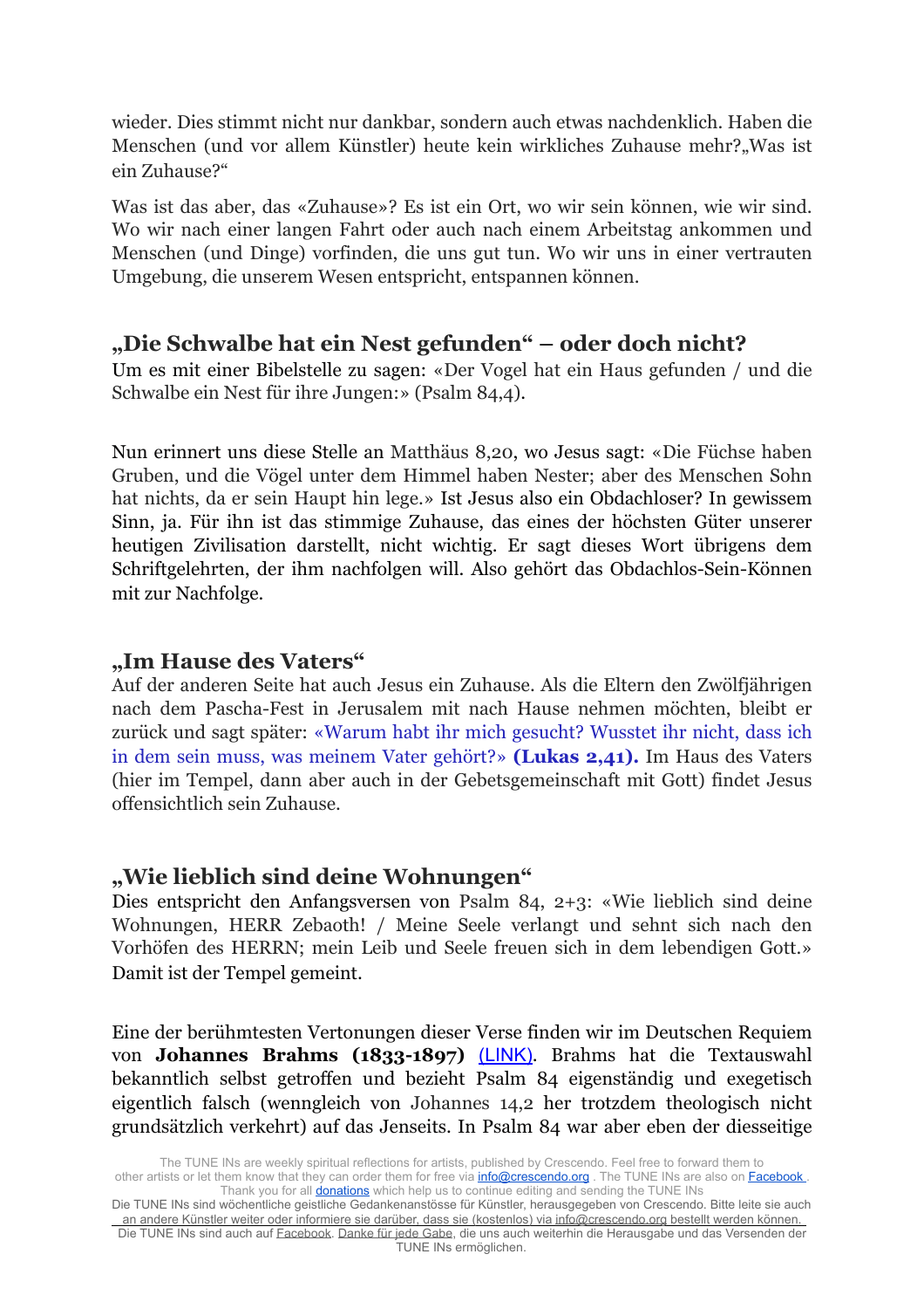wieder. Dies stimmt nicht nur dankbar, sondern auch etwas nachdenklich. Haben die Menschen (und vor allem Künstler) heute kein wirkliches Zuhause mehr?„Was ist ein Zuhause?"

Was ist das aber, das «Zuhause»? Es ist ein Ort, wo wir sein können, wie wir sind. Wo wir nach einer langen Fahrt oder auch nach einem Arbeitstag ankommen und Menschen (und Dinge) vorfinden, die uns gut tun. Wo wir uns in einer vertrauten Umgebung, die unserem Wesen entspricht, entspannen können.

## „Die Schwalbe hat ein Nest gefunden" – oder doch nicht?

Um es mit einer Bibelstelle zu sagen: «Der Vogel hat ein Haus gefunden / und die Schwalbe ein Nest für ihre Jungen:» (Psalm 84,4).

Nun erinnert uns diese Stelle an Matthäus 8,20, wo Jesus sagt: «Die Füchse haben Gruben, und die Vögel unter dem Himmel haben Nester; aber des Menschen Sohn hat nichts, da er sein Haupt hin lege.» Ist Jesus also ein Obdachloser? In gewissem Sinn, ja. Für ihn ist das stimmige Zuhause, das eines der höchsten Güter unserer heutigen Zivilisation darstellt, nicht wichtig. Er sagt dieses Wort übrigens dem Schriftgelehrten, der ihm nachfolgen will. Also gehört das Obdachlos-Sein-Können mit zur Nachfolge.

## „Im Hause des Vaters"

Auf der anderen Seite hat auch Jesus ein Zuhause. Als die Eltern den Zwölfjährigen nach dem Pascha-Fest in Jerusalem mit nach Hause nehmen möchten, bleibt er zurück und sagt später: «Warum habt ihr mich gesucht? Wusstet ihr nicht, dass ich in dem sein muss, was meinem Vater gehört?» **(Lukas 2,41).** Im Haus des Vaters (hier im Tempel, dann aber auch in der Gebetsgemeinschaft mit Gott) findet Jesus offensichtlich sein Zuhause.

## „Wie lieblich sind deine Wohnungen"

Dies entspricht den Anfangsversen von Psalm 84, 2+3: «Wie lieblich sind deine Wohnungen, HERR Zebaoth! / Meine Seele verlangt und sehnt sich nach den Vorhöfen des HERRN; mein Leib und Seele freuen sich in dem lebendigen Gott.» Damit ist der Tempel gemeint.

Eine der berühmtesten Vertonungen dieser Verse finden wir im Deutschen Requiem von **Johannes Brahms (1833-1897)** (LINK). Brahms hat die Textauswahl bekanntlich selbst getroffen und bezieht Psalm 84 eigenständig und exegetisch eigentlich falsch (wenngleich von Johannes 14,2 her trotzdem theologisch nicht grundsätzlich verkehrt) auf das Jenseits. In Psalm 84 war aber eben der diesseitige

The TUNE INs are weekly spiritual reflections for artists, published by Crescendo. Feel free to forward them to other artists or let them know that they can order them for free via info@crescendo.org . The TUNE INs are also on Facebook . Thank you for all donations which help us to continue editing and sending the TUNE INs
Die TUNE INs sind wöchentliche geistliche Gedankenanstösse für Künstler, herausgegeben von Crescendo. Bitte leite sie auch an andere Künstler weiter oder informiere sie darüber, dass sie (kostenlos) via info@crescendo.org bestellt werden können. Die TUNE INs sind auch auf Facebook. Danke für jede Gabe, die uns auch weiterhin die Herausgabe und das Versenden der TUNE INs ermöglichen.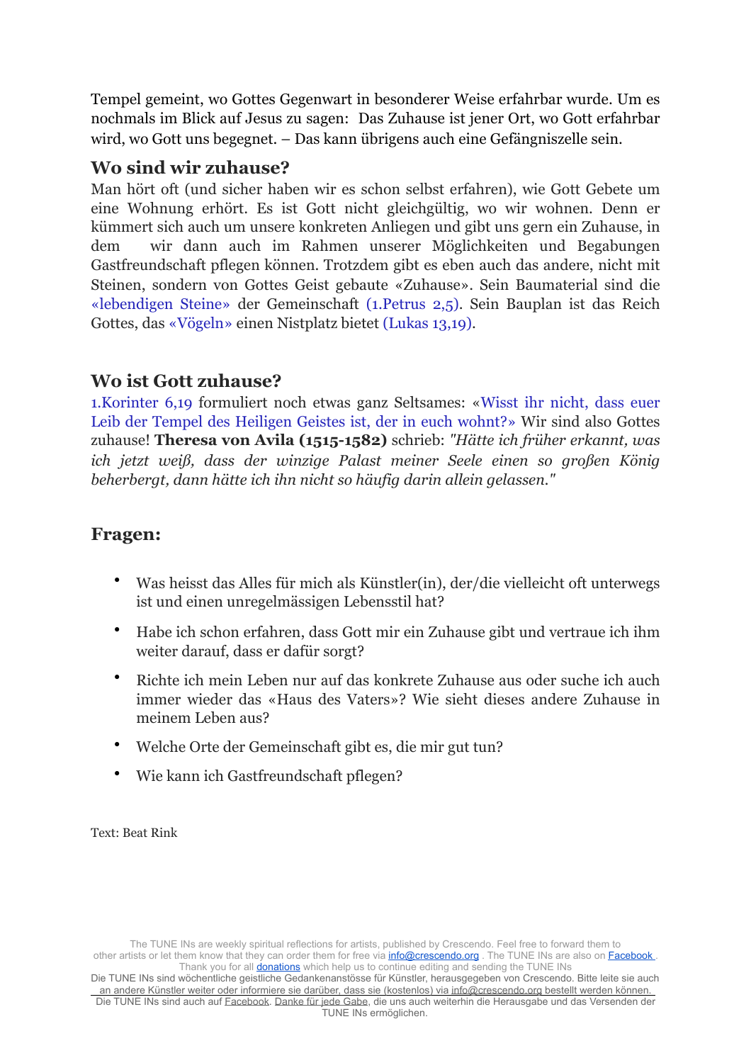Tempel gemeint, wo Gottes Gegenwart in besonderer Weise erfahrbar wurde. Um es nochmals im Blick auf Jesus zu sagen: Das Zuhause ist jener Ort, wo Gott erfahrbar wird, wo Gott uns begegnet. – Das kann übrigens auch eine Gefängniszelle sein.

## Wo sind wir zuhause?

Man hört oft (und sicher haben wir es schon selbst erfahren), wie Gott Gebete um eine Wohnung erhört. Es ist Gott nicht gleichgültig, wo wir wohnen. Denn er kümmert sich auch um unsere konkreten Anliegen und gibt uns gern ein Zuhause, in dem wir dann auch im Rahmen unserer Möglichkeiten und Begabungen Gastfreundschaft pflegen können. Trotzdem gibt es eben auch das andere, nicht mit Steinen, sondern von Gottes Geist gebaute «Zuhause». Sein Baumaterial sind die «lebendigen Steine» der Gemeinschaft (1.Petrus 2,5). Sein Bauplan ist das Reich Gottes, das «Vögeln» einen Nistplatz bietet (Lukas 13,19).

## Wo ist Gott zuhause?

1.Korinter 6,19 formuliert noch etwas ganz Seltsames: «Wisst ihr nicht, dass euer Leib der Tempel des Heiligen Geistes ist, der in euch wohnt?» Wir sind also Gottes zuhause! **Theresa von Avila (1515-1582)** schrieb: *"Hätte ich früher erkannt, was ich jetzt weiß, dass der winzige Palast meiner Seele einen so großen König beherbergt, dann hätte ich ihn nicht so häufig darin allein gelassen."*

## Fragen:

- Was heisst das Alles für mich als Künstler(in), der/die vielleicht oft unterwegs ist und einen unregelmässigen Lebensstil hat?
- Habe ich schon erfahren, dass Gott mir ein Zuhause gibt und vertraue ich ihm weiter darauf, dass er dafür sorgt?
- Richte ich mein Leben nur auf das konkrete Zuhause aus oder suche ich auch immer wieder das «Haus des Vaters»? Wie sieht dieses andere Zuhause in meinem Leben aus?
- Welche Orte der Gemeinschaft gibt es, die mir gut tun?
- Wie kann ich Gastfreundschaft pflegen?

Text: Beat Rink

The TUNE INs are weekly spiritual reflections for artists, published by Crescendo. Feel free to forward them to other artists or let them know that they can order them for free via info@crescendo.org . The TUNE INs are also on Facebook . Thank you for all donations which help us to continue editing and sending the TUNE INs
Die TUNE INs sind wöchentliche geistliche Gedankenanstösse für Künstler, herausgegeben von Crescendo. Bitte leite sie auch an andere Künstler weiter oder informiere sie darüber, dass sie (kostenlos) via info@crescendo.org bestellt werden können. Die TUNE INs sind auch auf Facebook. Danke für jede Gabe, die uns auch weiterhin die Herausgabe und das Versenden der TUNE INs ermöglichen.